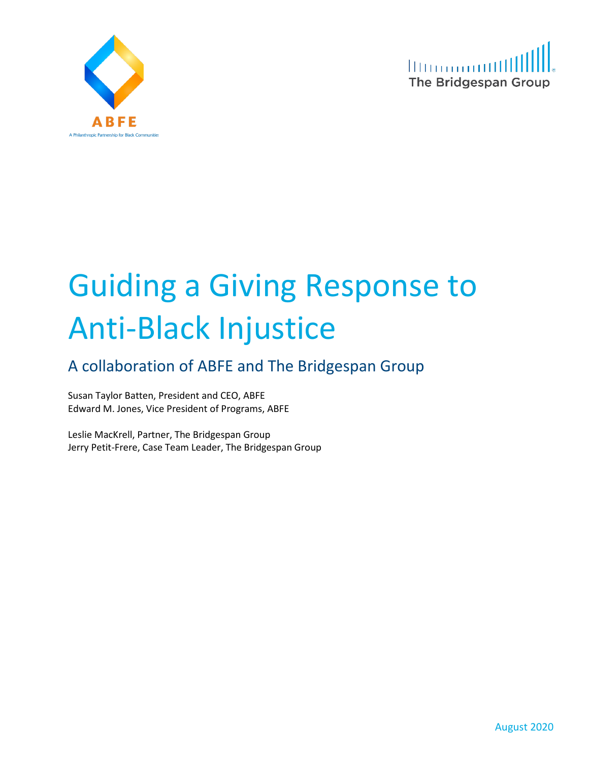ABFE

A Philanthropic Partnership for Black Communities

The Bridgespan Group

# Guiding a Giving Response to Anti-Black Injustice

## A collaboration of ABFE and The Bridgespan Group

Susan Taylor Batten, President and CEO, ABFE
Edward M. Jones, Vice President of Programs, ABFE

Leslie MacKrell, Partner, The Bridgespan Group
Jerry Petit-Frere, Case Team Leader, The Bridgespan Group

August 2020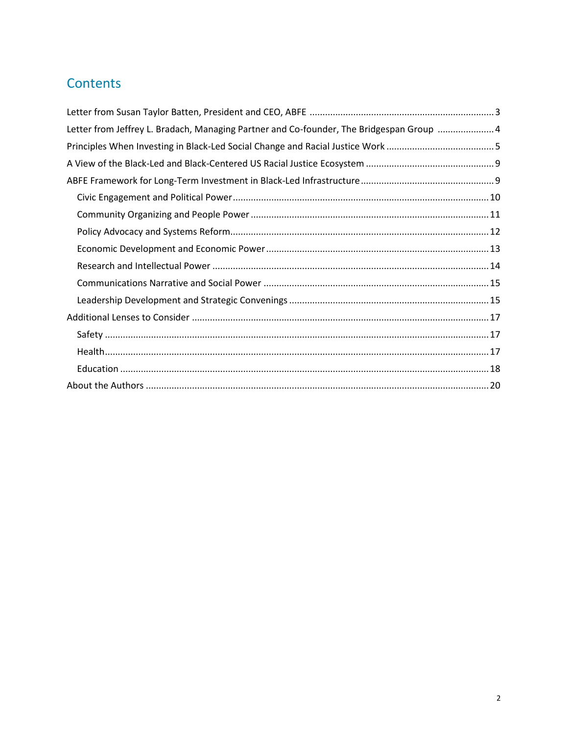## Contents

Letter from Susan Taylor Batten, President and CEO, ABFE ........................................................................ 3
Letter from Jeffrey L. Bradach, Managing Partner and Co-founder, The Bridgespan Group ...................... 4
Principles When Investing in Black-Led Social Change and Racial Justice Work .......................................... 5
A View of the Black-Led and Black-Centered US Racial Justice Ecosystem .................................................. 9
ABFE Framework for Long-Term Investment in Black-Led Infrastructure .................................................... 9
  Civic Engagement and Political Power .................................................................................................. 10
  Community Organizing and People Power ........................................................................................... 11
  Policy Advocacy and Systems Reform.................................................................................................... 12
  Economic Development and Economic Power ...................................................................................... 13
  Research and Intellectual Power .......................................................................................................... 14
  Communications Narrative and Social Power ....................................................................................... 15
  Leadership Development and Strategic Convenings ............................................................................. 15
Additional Lenses to Consider ................................................................................................................... 17
  Safety .................................................................................................................................................... 17
  Health.................................................................................................................................................... 17
  Education .............................................................................................................................................. 18
About the Authors .................................................................................................................................... 20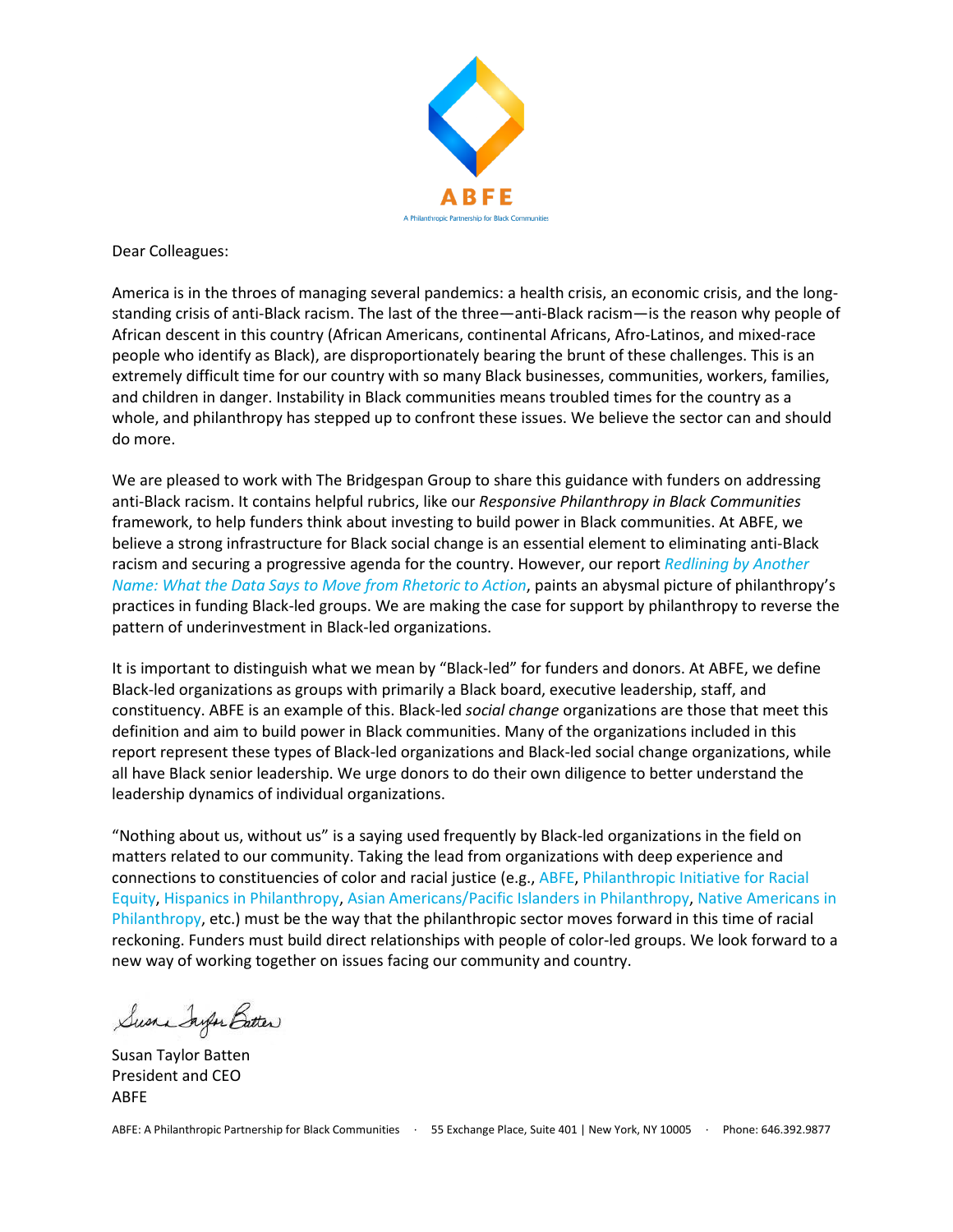ABFE

A Philanthropic Partnership for Black Communities

Dear Colleagues:

America is in the throes of managing several pandemics: a health crisis, an economic crisis, and the long-standing crisis of anti-Black racism. The last of the three—anti-Black racism—is the reason why people of African descent in this country (African Americans, continental Africans, Afro-Latinos, and mixed-race people who identify as Black), are disproportionately bearing the brunt of these challenges. This is an extremely difficult time for our country with so many Black businesses, communities, workers, families, and children in danger. Instability in Black communities means troubled times for the country as a whole, and philanthropy has stepped up to confront these issues. We believe the sector can and should do more.

We are pleased to work with The Bridgespan Group to share this guidance with funders on addressing anti-Black racism. It contains helpful rubrics, like our *Responsive Philanthropy in Black Communities* framework, to help funders think about investing to build power in Black communities. At ABFE, we believe a strong infrastructure for Black social change is an essential element to eliminating anti-Black racism and securing a progressive agenda for the country. However, our report *Redlining by Another Name: What the Data Says to Move from Rhetoric to Action*, paints an abysmal picture of philanthropy's practices in funding Black-led groups. We are making the case for support by philanthropy to reverse the pattern of underinvestment in Black-led organizations.

It is important to distinguish what we mean by "Black-led" for funders and donors. At ABFE, we define Black-led organizations as groups with primarily a Black board, executive leadership, staff, and constituency. ABFE is an example of this. Black-led *social change* organizations are those that meet this definition and aim to build power in Black communities. Many of the organizations included in this report represent these types of Black-led organizations and Black-led social change organizations, while all have Black senior leadership. We urge donors to do their own diligence to better understand the leadership dynamics of individual organizations.

"Nothing about us, without us" is a saying used frequently by Black-led organizations in the field on matters related to our community. Taking the lead from organizations with deep experience and connections to constituencies of color and racial justice (e.g., ABFE, Philanthropic Initiative for Racial Equity, Hispanics in Philanthropy, Asian Americans/Pacific Islanders in Philanthropy, Native Americans in Philanthropy, etc.) must be the way that the philanthropic sector moves forward in this time of racial reckoning. Funders must build direct relationships with people of color-led groups. We look forward to a new way of working together on issues facing our community and country.

Susan Taylor Batten
President and CEO
ABFE

ABFE: A Philanthropic Partnership for Black Communities · 55 Exchange Place, Suite 401 | New York, NY 10005 · Phone: 646.392.9877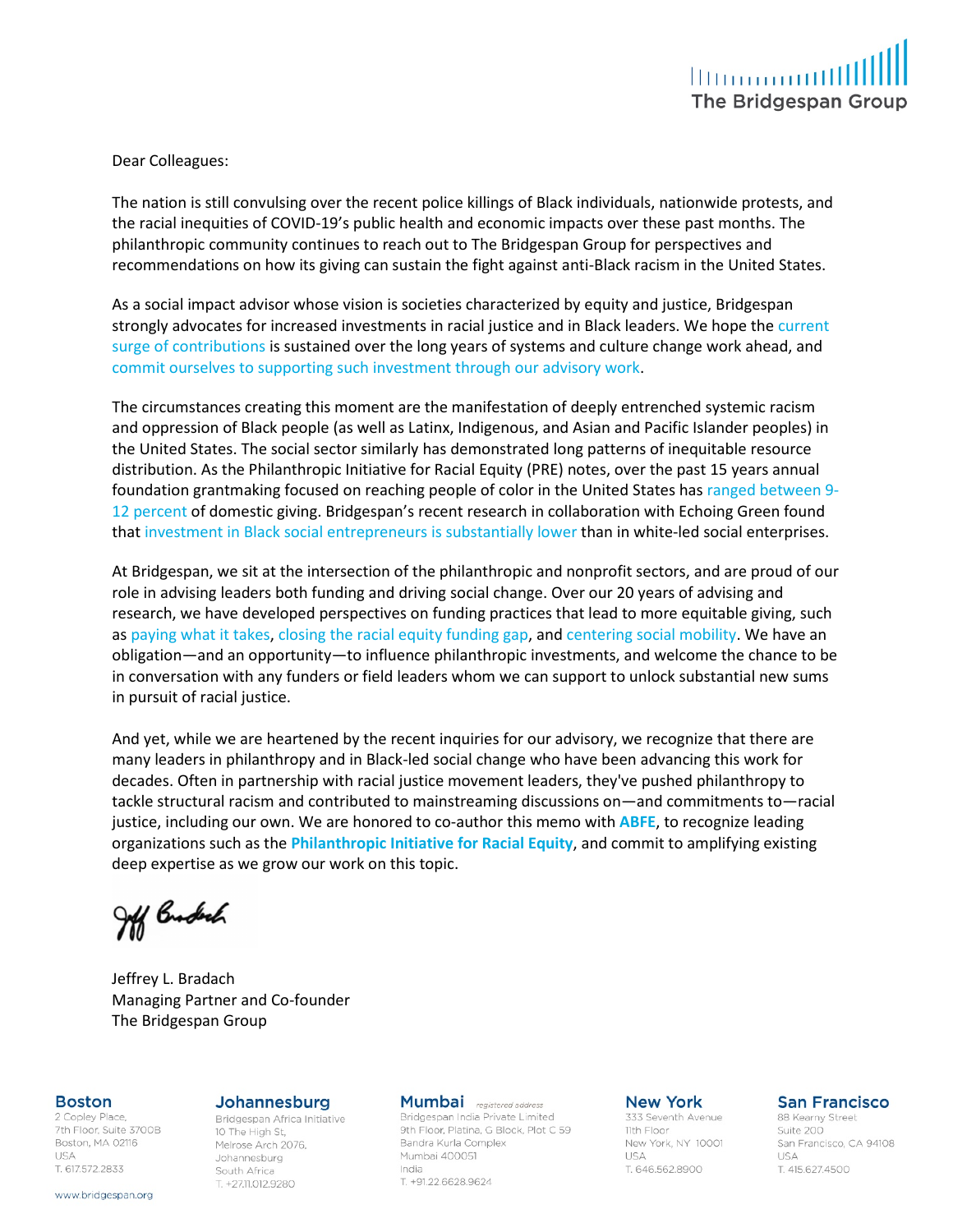The Bridgespan Group

Dear Colleagues:

The nation is still convulsing over the recent police killings of Black individuals, nationwide protests, and the racial inequities of COVID-19's public health and economic impacts over these past months. The philanthropic community continues to reach out to The Bridgespan Group for perspectives and recommendations on how its giving can sustain the fight against anti-Black racism in the United States.

As a social impact advisor whose vision is societies characterized by equity and justice, Bridgespan strongly advocates for increased investments in racial justice and in Black leaders. We hope the current surge of contributions is sustained over the long years of systems and culture change work ahead, and commit ourselves to supporting such investment through our advisory work.

The circumstances creating this moment are the manifestation of deeply entrenched systemic racism and oppression of Black people (as well as Latinx, Indigenous, and Asian and Pacific Islander peoples) in the United States. The social sector similarly has demonstrated long patterns of inequitable resource distribution. As the Philanthropic Initiative for Racial Equity (PRE) notes, over the past 15 years annual foundation grantmaking focused on reaching people of color in the United States has ranged between 9-12 percent of domestic giving. Bridgespan's recent research in collaboration with Echoing Green found that investment in Black social entrepreneurs is substantially lower than in white-led social enterprises.

At Bridgespan, we sit at the intersection of the philanthropic and nonprofit sectors, and are proud of our role in advising leaders both funding and driving social change. Over our 20 years of advising and research, we have developed perspectives on funding practices that lead to more equitable giving, such as paying what it takes, closing the racial equity funding gap, and centering social mobility. We have an obligation—and an opportunity—to influence philanthropic investments, and welcome the chance to be in conversation with any funders or field leaders whom we can support to unlock substantial new sums in pursuit of racial justice.

And yet, while we are heartened by the recent inquiries for our advisory, we recognize that there are many leaders in philanthropy and in Black-led social change who have been advancing this work for decades. Often in partnership with racial justice movement leaders, they've pushed philanthropy to tackle structural racism and contributed to mainstreaming discussions on—and commitments to—racial justice, including our own. We are honored to co-author this memo with **ABFE**, to recognize leading organizations such as the **Philanthropic Initiative for Racial Equity**, and commit to amplifying existing deep expertise as we grow our work on this topic.

Jeffrey L. Bradach
Managing Partner and Co-founder
The Bridgespan Group

**Boston**
2 Copley Place,
7th Floor, Suite 3700B
Boston, MA 02116
USA
T. 617.572.2833

**Johannesburg**
Bridgespan Africa Initiative
10 The High St,
Melrose Arch 2076,
Johannesburg
South Africa
T. +27.11.012.9280

**Mumbai** *registered address*
Bridgespan India Private Limited
9th Floor, Platina, G Block, Plot C 59
Bandra Kurla Complex
Mumbai 400051
India
T. +91.22.6628.9624

**New York**
333 Seventh Avenue
11th Floor
New York, NY 10001
USA
T. 646.562.8900

**San Francisco**
88 Kearny Street
Suite 200
San Francisco, CA 94108
USA
T. 415.627.4500

www.bridgespan.org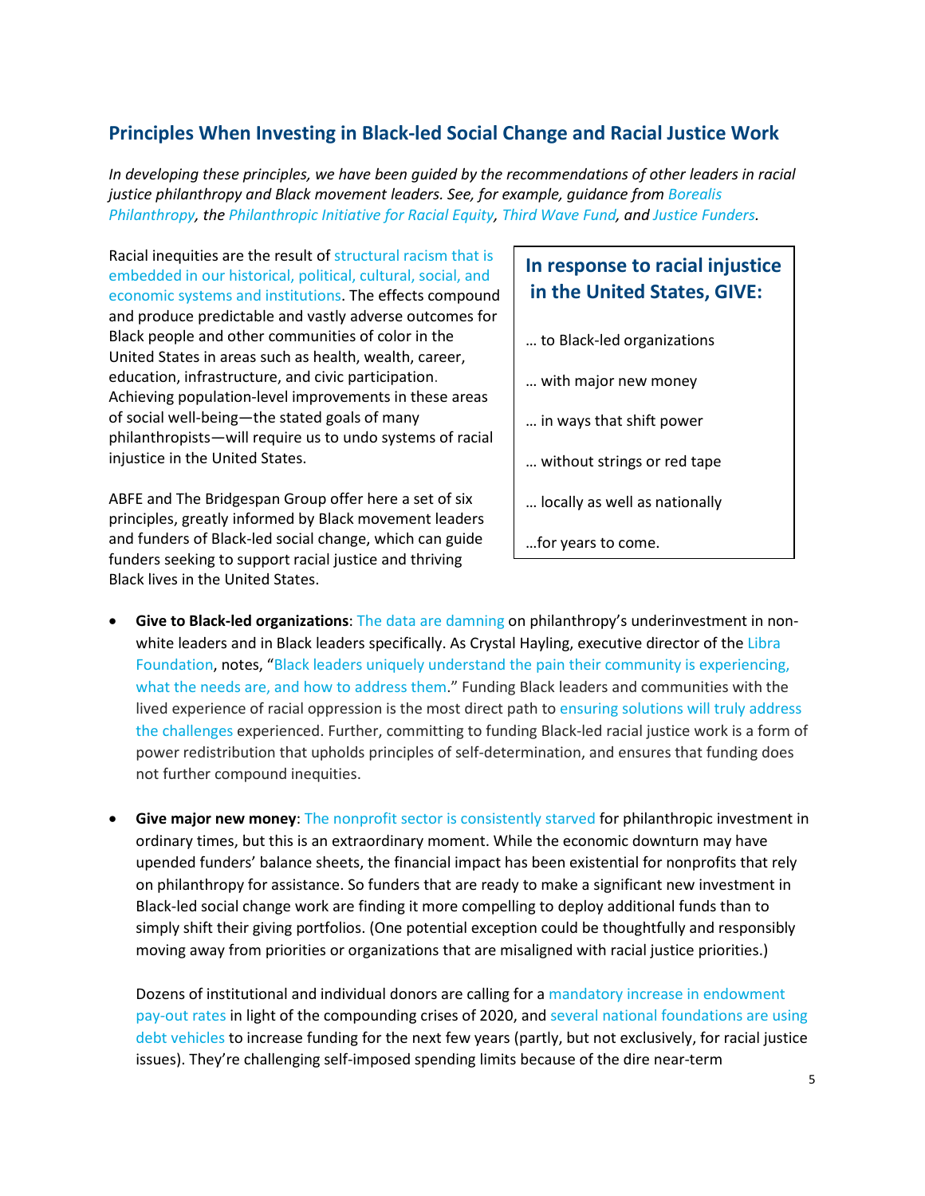## Principles When Investing in Black-led Social Change and Racial Justice Work

*In developing these principles, we have been guided by the recommendations of other leaders in racial justice philanthropy and Black movement leaders. See, for example, guidance from Borealis Philanthropy, the Philanthropic Initiative for Racial Equity, Third Wave Fund, and Justice Funders.*

Racial inequities are the result of structural racism that is embedded in our historical, political, cultural, social, and economic systems and institutions. The effects compound and produce predictable and vastly adverse outcomes for Black people and other communities of color in the United States in areas such as health, wealth, career, education, infrastructure, and civic participation. Achieving population-level improvements in these areas of social well-being—the stated goals of many philanthropists—will require us to undo systems of racial injustice in the United States.

ABFE and The Bridgespan Group offer here a set of six principles, greatly informed by Black movement leaders and funders of Black-led social change, which can guide funders seeking to support racial justice and thriving Black lives in the United States.

> **In response to racial injustice in the United States, GIVE:**
>
> … to Black-led organizations
>
> … with major new money
>
> … in ways that shift power
>
> … without strings or red tape
>
> … locally as well as nationally
>
> …for years to come.

- **Give to Black-led organizations**: The data are damning on philanthropy's underinvestment in non-white leaders and in Black leaders specifically. As Crystal Hayling, executive director of the Libra Foundation, notes, "Black leaders uniquely understand the pain their community is experiencing, what the needs are, and how to address them." Funding Black leaders and communities with the lived experience of racial oppression is the most direct path to ensuring solutions will truly address the challenges experienced. Further, committing to funding Black-led racial justice work is a form of power redistribution that upholds principles of self-determination, and ensures that funding does not further compound inequities.

- **Give major new money**: The nonprofit sector is consistently starved for philanthropic investment in ordinary times, but this is an extraordinary moment. While the economic downturn may have upended funders' balance sheets, the financial impact has been existential for nonprofits that rely on philanthropy for assistance. So funders that are ready to make a significant new investment in Black-led social change work are finding it more compelling to deploy additional funds than to simply shift their giving portfolios. (One potential exception could be thoughtfully and responsibly moving away from priorities or organizations that are misaligned with racial justice priorities.)

  Dozens of institutional and individual donors are calling for a mandatory increase in endowment pay-out rates in light of the compounding crises of 2020, and several national foundations are using debt vehicles to increase funding for the next few years (partly, but not exclusively, for racial justice issues). They're challenging self-imposed spending limits because of the dire near-term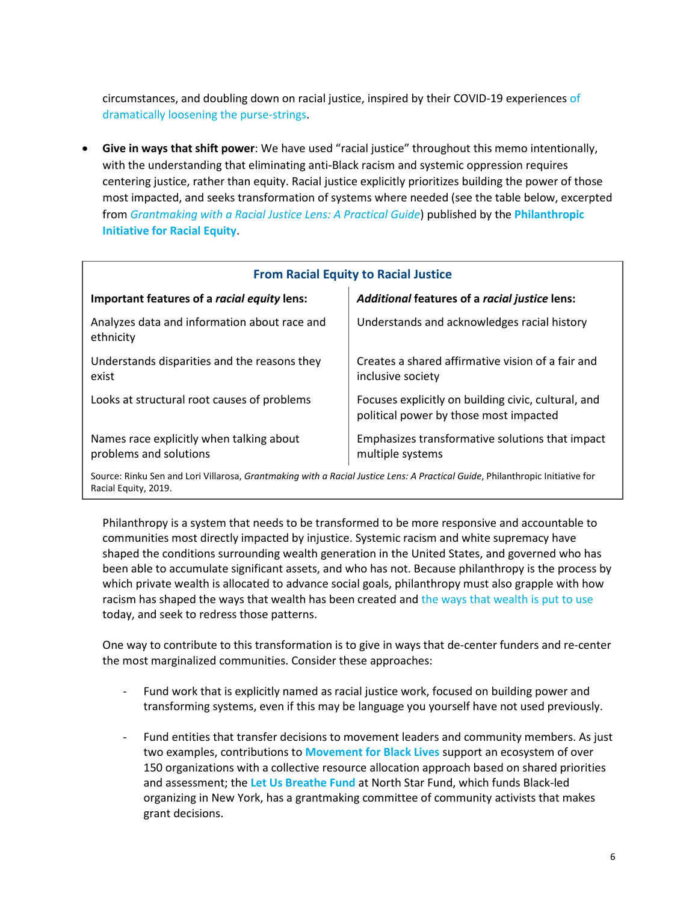circumstances, and doubling down on racial justice, inspired by their COVID-19 experiences of dramatically loosening the purse-strings.

- **Give in ways that shift power**: We have used "racial justice" throughout this memo intentionally, with the understanding that eliminating anti-Black racism and systemic oppression requires centering justice, rather than equity. Racial justice explicitly prioritizes building the power of those most impacted, and seeks transformation of systems where needed (see the table below, excerpted from *Grantmaking with a Racial Justice Lens: A Practical Guide*) published by the **Philanthropic Initiative for Racial Equity**.

**From Racial Equity to Racial Justice**

| Important features of a *racial equity* lens: | *Additional* features of a *racial justice* lens: |
|---|---|
| Analyzes data and information about race and ethnicity | Understands and acknowledges racial history |
| Understands disparities and the reasons they exist | Creates a shared affirmative vision of a fair and inclusive society |
| Looks at structural root causes of problems | Focuses explicitly on building civic, cultural, and political power by those most impacted |
| Names race explicitly when talking about problems and solutions | Emphasizes transformative solutions that impact multiple systems |

Source: Rinku Sen and Lori Villarosa, *Grantmaking with a Racial Justice Lens: A Practical Guide*, Philanthropic Initiative for Racial Equity, 2019.

Philanthropy is a system that needs to be transformed to be more responsive and accountable to communities most directly impacted by injustice. Systemic racism and white supremacy have shaped the conditions surrounding wealth generation in the United States, and governed who has been able to accumulate significant assets, and who has not. Because philanthropy is the process by which private wealth is allocated to advance social goals, philanthropy must also grapple with how racism has shaped the ways that wealth has been created and the ways that wealth is put to use today, and seek to redress those patterns.

One way to contribute to this transformation is to give in ways that de-center funders and re-center the most marginalized communities. Consider these approaches:

- Fund work that is explicitly named as racial justice work, focused on building power and transforming systems, even if this may be language you yourself have not used previously.

- Fund entities that transfer decisions to movement leaders and community members. As just two examples, contributions to **Movement for Black Lives** support an ecosystem of over 150 organizations with a collective resource allocation approach based on shared priorities and assessment; the **Let Us Breathe Fund** at North Star Fund, which funds Black-led organizing in New York, has a grantmaking committee of community activists that makes grant decisions.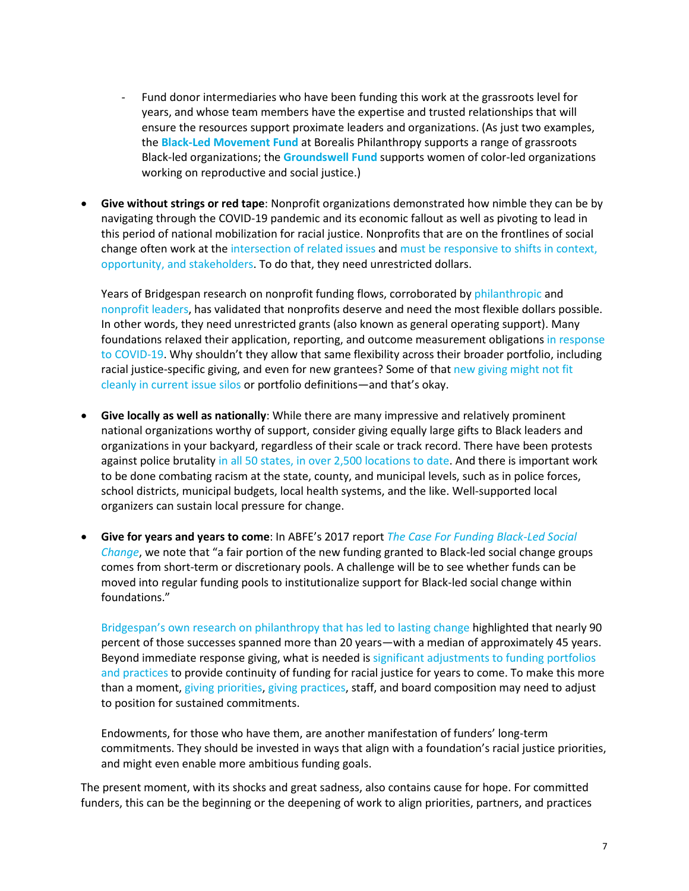- Fund donor intermediaries who have been funding this work at the grassroots level for years, and whose team members have the expertise and trusted relationships that will ensure the resources support proximate leaders and organizations. (As just two examples, the **Black-Led Movement Fund** at Borealis Philanthropy supports a range of grassroots Black-led organizations; the **Groundswell Fund** supports women of color-led organizations working on reproductive and social justice.)

- **Give without strings or red tape**: Nonprofit organizations demonstrated how nimble they can be by navigating through the COVID-19 pandemic and its economic fallout as well as pivoting to lead in this period of national mobilization for racial justice. Nonprofits that are on the frontlines of social change often work at the intersection of related issues and must be responsive to shifts in context, opportunity, and stakeholders. To do that, they need unrestricted dollars.

  Years of Bridgespan research on nonprofit funding flows, corroborated by philanthropic and nonprofit leaders, has validated that nonprofits deserve and need the most flexible dollars possible. In other words, they need unrestricted grants (also known as general operating support). Many foundations relaxed their application, reporting, and outcome measurement obligations in response to COVID-19. Why shouldn't they allow that same flexibility across their broader portfolio, including racial justice-specific giving, and even for new grantees? Some of that new giving might not fit cleanly in current issue silos or portfolio definitions—and that's okay.

- **Give locally as well as nationally**: While there are many impressive and relatively prominent national organizations worthy of support, consider giving equally large gifts to Black leaders and organizations in your backyard, regardless of their scale or track record. There have been protests against police brutality in all 50 states, in over 2,500 locations to date. And there is important work to be done combating racism at the state, county, and municipal levels, such as in police forces, school districts, municipal budgets, local health systems, and the like. Well-supported local organizers can sustain local pressure for change.

- **Give for years and years to come**: In ABFE's 2017 report *The Case For Funding Black-Led Social Change*, we note that "a fair portion of the new funding granted to Black-led social change groups comes from short-term or discretionary pools. A challenge will be to see whether funds can be moved into regular funding pools to institutionalize support for Black-led social change within foundations."

  Bridgespan's own research on philanthropy that has led to lasting change highlighted that nearly 90 percent of those successes spanned more than 20 years—with a median of approximately 45 years. Beyond immediate response giving, what is needed is significant adjustments to funding portfolios and practices to provide continuity of funding for racial justice for years to come. To make this more than a moment, giving priorities, giving practices, staff, and board composition may need to adjust to position for sustained commitments.

  Endowments, for those who have them, are another manifestation of funders' long-term commitments. They should be invested in ways that align with a foundation's racial justice priorities, and might even enable more ambitious funding goals.

The present moment, with its shocks and great sadness, also contains cause for hope. For committed funders, this can be the beginning or the deepening of work to align priorities, partners, and practices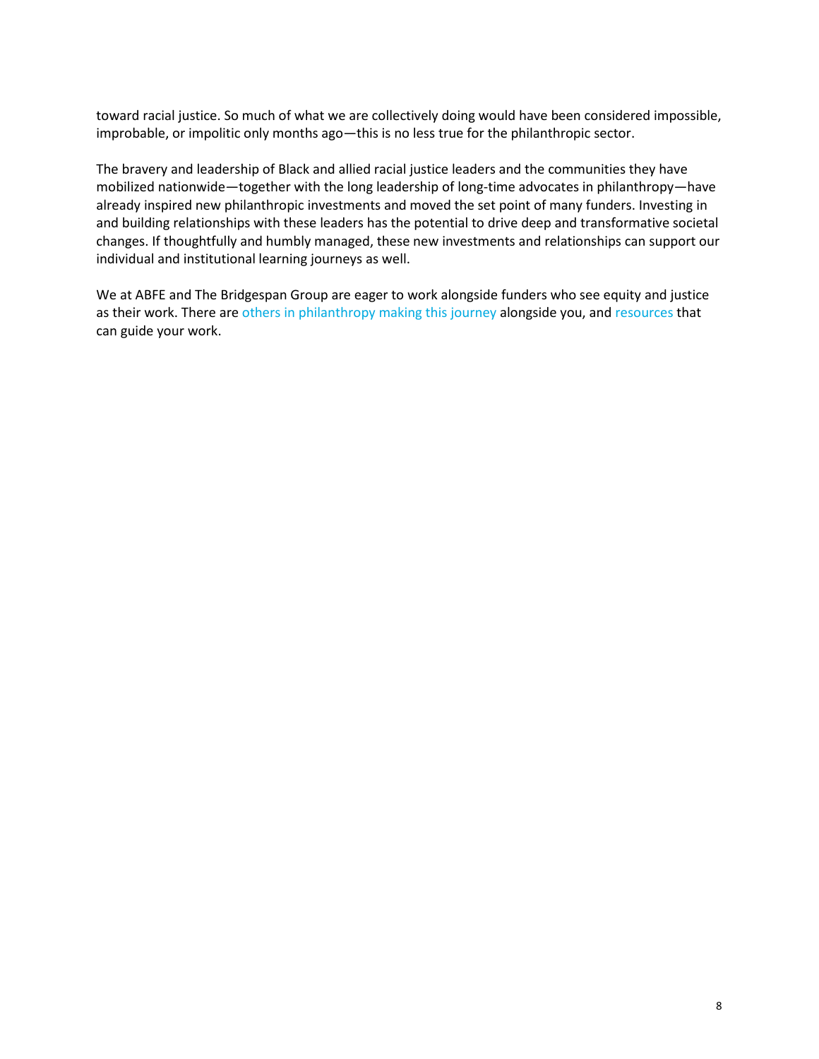toward racial justice. So much of what we are collectively doing would have been considered impossible, improbable, or impolitic only months ago—this is no less true for the philanthropic sector.

The bravery and leadership of Black and allied racial justice leaders and the communities they have mobilized nationwide—together with the long leadership of long-time advocates in philanthropy—have already inspired new philanthropic investments and moved the set point of many funders. Investing in and building relationships with these leaders has the potential to drive deep and transformative societal changes. If thoughtfully and humbly managed, these new investments and relationships can support our individual and institutional learning journeys as well.

We at ABFE and The Bridgespan Group are eager to work alongside funders who see equity and justice as their work. There are others in philanthropy making this journey alongside you, and resources that can guide your work.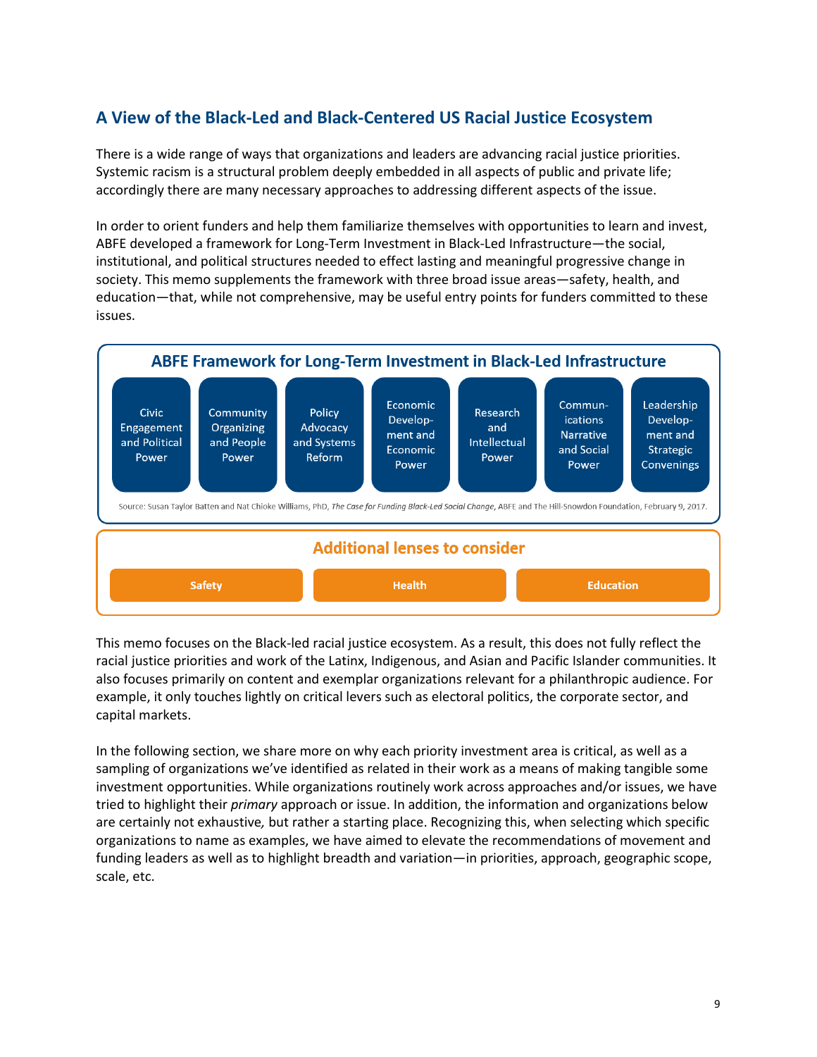## A View of the Black-Led and Black-Centered US Racial Justice Ecosystem

There is a wide range of ways that organizations and leaders are advancing racial justice priorities. Systemic racism is a structural problem deeply embedded in all aspects of public and private life; accordingly there are many necessary approaches to addressing different aspects of the issue.

In order to orient funders and help them familiarize themselves with opportunities to learn and invest, ABFE developed a framework for Long-Term Investment in Black-Led Infrastructure—the social, institutional, and political structures needed to effect lasting and meaningful progressive change in society. This memo supplements the framework with three broad issue areas—safety, health, and education—that, while not comprehensive, may be useful entry points for funders committed to these issues.

### ABFE Framework for Long-Term Investment in Black-Led Infrastructure

| Civic Engagement and Political Power | Community Organizing and People Power | Policy Advocacy and Systems Reform | Economic Development and Economic Power | Research and Intellectual Power | Communications Narrative and Social Power | Leadership Development and Strategic Convenings |
|---|---|---|---|---|---|---|

Source: Susan Taylor Batten and Nat Chioke Williams, PhD, *The Case for Funding Black-Led Social Change*, ABFE and The Hill-Snowdon Foundation, February 9, 2017.

### Additional lenses to consider

| Safety | Health | Education |
|---|---|---|

This memo focuses on the Black-led racial justice ecosystem. As a result, this does not fully reflect the racial justice priorities and work of the Latinx, Indigenous, and Asian and Pacific Islander communities. It also focuses primarily on content and exemplar organizations relevant for a philanthropic audience. For example, it only touches lightly on critical levers such as electoral politics, the corporate sector, and capital markets.

In the following section, we share more on why each priority investment area is critical, as well as a sampling of organizations we've identified as related in their work as a means of making tangible some investment opportunities. While organizations routinely work across approaches and/or issues, we have tried to highlight their *primary* approach or issue. In addition, the information and organizations below are certainly not exhaustive, but rather a starting place. Recognizing this, when selecting which specific organizations to name as examples, we have aimed to elevate the recommendations of movement and funding leaders as well as to highlight breadth and variation—in priorities, approach, geographic scope, scale, etc.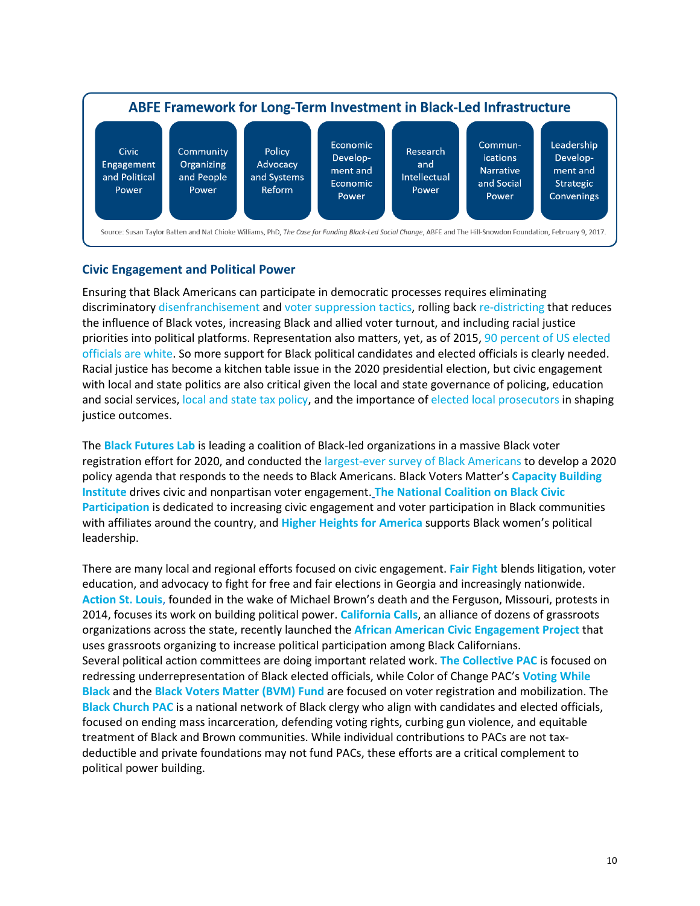**ABFE Framework for Long-Term Investment in Black-Led Infrastructure**

| Civic Engagement and Political Power | Community Organizing and People Power | Policy Advocacy and Systems Reform | Economic Development and Economic Power | Research and Intellectual Power | Communications Narrative and Social Power | Leadership Development and Strategic Convenings |
|---|---|---|---|---|---|---|

Source: Susan Taylor Batten and Nat Chioke Williams, PhD, *The Case for Funding Black-Led Social Change*, ABFE and The Hill-Snowdon Foundation, February 9, 2017.

## Civic Engagement and Political Power

Ensuring that Black Americans can participate in democratic processes requires eliminating discriminatory disenfranchisement and voter suppression tactics, rolling back re-districting that reduces the influence of Black votes, increasing Black and allied voter turnout, and including racial justice priorities into political platforms. Representation also matters, yet, as of 2015, 90 percent of US elected officials are white. So more support for Black political candidates and elected officials is clearly needed. Racial justice has become a kitchen table issue in the 2020 presidential election, but civic engagement with local and state politics are also critical given the local and state governance of policing, education and social services, local and state tax policy, and the importance of elected local prosecutors in shaping justice outcomes.

The **Black Futures Lab** is leading a coalition of Black-led organizations in a massive Black voter registration effort for 2020, and conducted the largest-ever survey of Black Americans to develop a 2020 policy agenda that responds to the needs to Black Americans. Black Voters Matter's **Capacity Building Institute** drives civic and nonpartisan voter engagement. **The National Coalition on Black Civic Participation** is dedicated to increasing civic engagement and voter participation in Black communities with affiliates around the country, and **Higher Heights for America** supports Black women's political leadership.

There are many local and regional efforts focused on civic engagement. **Fair Fight** blends litigation, voter education, and advocacy to fight for free and fair elections in Georgia and increasingly nationwide. **Action St. Louis**, founded in the wake of Michael Brown's death and the Ferguson, Missouri, protests in 2014, focuses its work on building political power. **California Calls**, an alliance of dozens of grassroots organizations across the state, recently launched the **African American Civic Engagement Project** that uses grassroots organizing to increase political participation among Black Californians.
Several political action committees are doing important related work. **The Collective PAC** is focused on redressing underrepresentation of Black elected officials, while Color of Change PAC's **Voting While Black** and the **Black Voters Matter (BVM) Fund** are focused on voter registration and mobilization. The **Black Church PAC** is a national network of Black clergy who align with candidates and elected officials, focused on ending mass incarceration, defending voting rights, curbing gun violence, and equitable treatment of Black and Brown communities. While individual contributions to PACs are not tax-deductible and private foundations may not fund PACs, these efforts are a critical complement to political power building.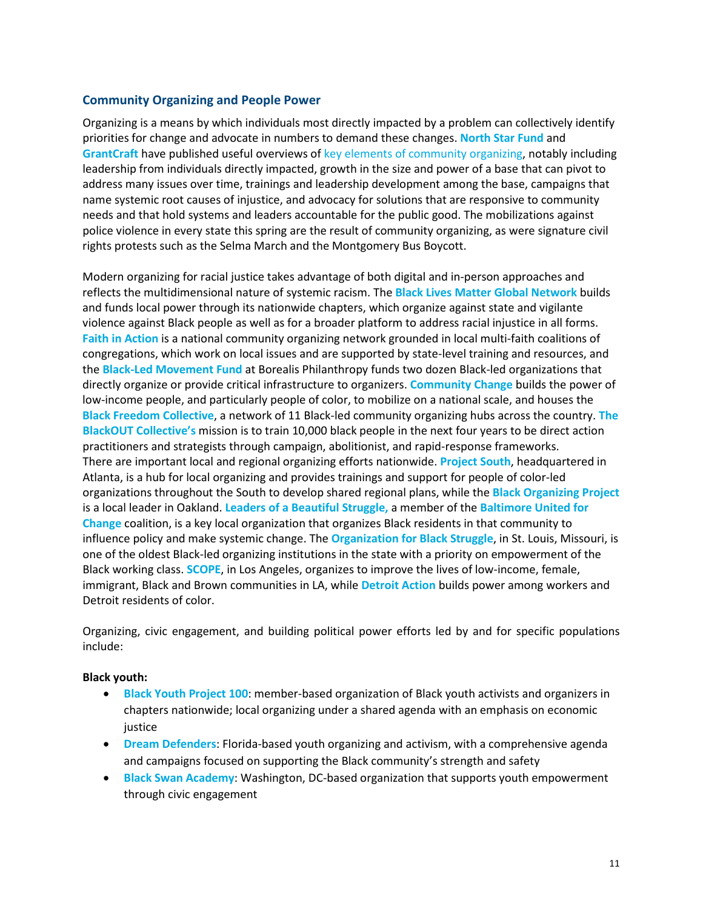## Community Organizing and People Power

Organizing is a means by which individuals most directly impacted by a problem can collectively identify priorities for change and advocate in numbers to demand these changes. **North Star Fund** and **GrantCraft** have published useful overviews of key elements of community organizing, notably including leadership from individuals directly impacted, growth in the size and power of a base that can pivot to address many issues over time, trainings and leadership development among the base, campaigns that name systemic root causes of injustice, and advocacy for solutions that are responsive to community needs and that hold systems and leaders accountable for the public good. The mobilizations against police violence in every state this spring are the result of community organizing, as were signature civil rights protests such as the Selma March and the Montgomery Bus Boycott.

Modern organizing for racial justice takes advantage of both digital and in-person approaches and reflects the multidimensional nature of systemic racism. The **Black Lives Matter Global Network** builds and funds local power through its nationwide chapters, which organize against state and vigilante violence against Black people as well as for a broader platform to address racial injustice in all forms. **Faith in Action** is a national community organizing network grounded in local multi-faith coalitions of congregations, which work on local issues and are supported by state-level training and resources, and the **Black-Led Movement Fund** at Borealis Philanthropy funds two dozen Black-led organizations that directly organize or provide critical infrastructure to organizers. **Community Change** builds the power of low-income people, and particularly people of color, to mobilize on a national scale, and houses the **Black Freedom Collective**, a network of 11 Black-led community organizing hubs across the country. **The BlackOUT Collective's** mission is to train 10,000 black people in the next four years to be direct action practitioners and strategists through campaign, abolitionist, and rapid-response frameworks. There are important local and regional organizing efforts nationwide. **Project South**, headquartered in Atlanta, is a hub for local organizing and provides trainings and support for people of color-led organizations throughout the South to develop shared regional plans, while the **Black Organizing Project** is a local leader in Oakland. **Leaders of a Beautiful Struggle,** a member of the **Baltimore United for Change** coalition, is a key local organization that organizes Black residents in that community to influence policy and make systemic change. The **Organization for Black Struggle**, in St. Louis, Missouri, is one of the oldest Black-led organizing institutions in the state with a priority on empowerment of the Black working class. **SCOPE**, in Los Angeles, organizes to improve the lives of low-income, female, immigrant, Black and Brown communities in LA, while **Detroit Action** builds power among workers and Detroit residents of color.

Organizing, civic engagement, and building political power efforts led by and for specific populations include:

**Black youth:**

- **Black Youth Project 100**: member-based organization of Black youth activists and organizers in chapters nationwide; local organizing under a shared agenda with an emphasis on economic justice
- **Dream Defenders**: Florida-based youth organizing and activism, with a comprehensive agenda and campaigns focused on supporting the Black community's strength and safety
- **Black Swan Academy**: Washington, DC-based organization that supports youth empowerment through civic engagement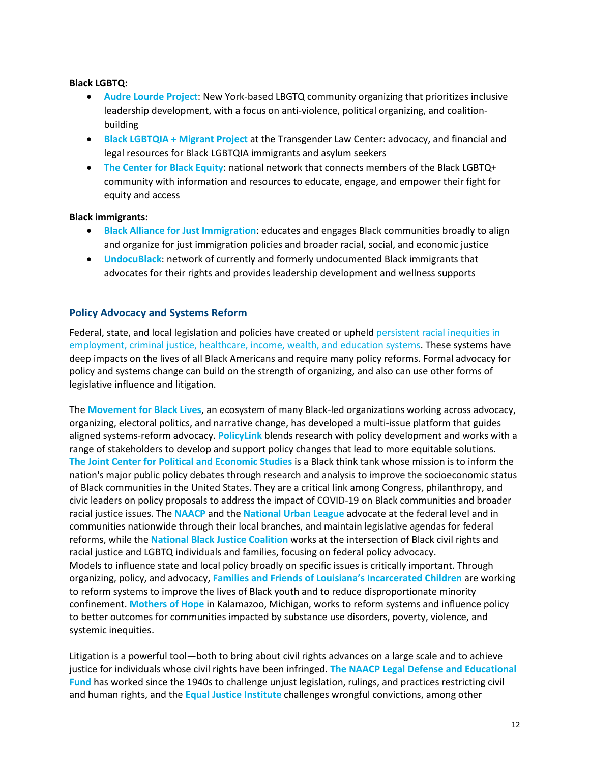**Black LGBTQ:**

- **Audre Lourde Project**: New York-based LBGTQ community organizing that prioritizes inclusive leadership development, with a focus on anti-violence, political organizing, and coalition-building
- **Black LGBTQIA + Migrant Project** at the Transgender Law Center: advocacy, and financial and legal resources for Black LGBTQIA immigrants and asylum seekers
- **The Center for Black Equity**: national network that connects members of the Black LGBTQ+ community with information and resources to educate, engage, and empower their fight for equity and access

**Black immigrants:**

- **Black Alliance for Just Immigration**: educates and engages Black communities broadly to align and organize for just immigration policies and broader racial, social, and economic justice
- **UndocuBlack**: network of currently and formerly undocumented Black immigrants that advocates for their rights and provides leadership development and wellness supports

## Policy Advocacy and Systems Reform

Federal, state, and local legislation and policies have created or upheld persistent racial inequities in employment, criminal justice, healthcare, income, wealth, and education systems. These systems have deep impacts on the lives of all Black Americans and require many policy reforms. Formal advocacy for policy and systems change can build on the strength of organizing, and also can use other forms of legislative influence and litigation.

The **Movement for Black Lives**, an ecosystem of many Black-led organizations working across advocacy, organizing, electoral politics, and narrative change, has developed a multi-issue platform that guides aligned systems-reform advocacy. **PolicyLink** blends research with policy development and works with a range of stakeholders to develop and support policy changes that lead to more equitable solutions. **The Joint Center for Political and Economic Studies** is a Black think tank whose mission is to inform the nation's major public policy debates through research and analysis to improve the socioeconomic status of Black communities in the United States. They are a critical link among Congress, philanthropy, and civic leaders on policy proposals to address the impact of COVID-19 on Black communities and broader racial justice issues. The **NAACP** and the **National Urban League** advocate at the federal level and in communities nationwide through their local branches, and maintain legislative agendas for federal reforms, while the **National Black Justice Coalition** works at the intersection of Black civil rights and racial justice and LGBTQ individuals and families, focusing on federal policy advocacy.
Models to influence state and local policy broadly on specific issues is critically important. Through organizing, policy, and advocacy, **Families and Friends of Louisiana's Incarcerated Children** are working to reform systems to improve the lives of Black youth and to reduce disproportionate minority confinement. **Mothers of Hope** in Kalamazoo, Michigan, works to reform systems and influence policy to better outcomes for communities impacted by substance use disorders, poverty, violence, and systemic inequities.

Litigation is a powerful tool—both to bring about civil rights advances on a large scale and to achieve justice for individuals whose civil rights have been infringed. **The NAACP Legal Defense and Educational Fund** has worked since the 1940s to challenge unjust legislation, rulings, and practices restricting civil and human rights, and the **Equal Justice Institute** challenges wrongful convictions, among other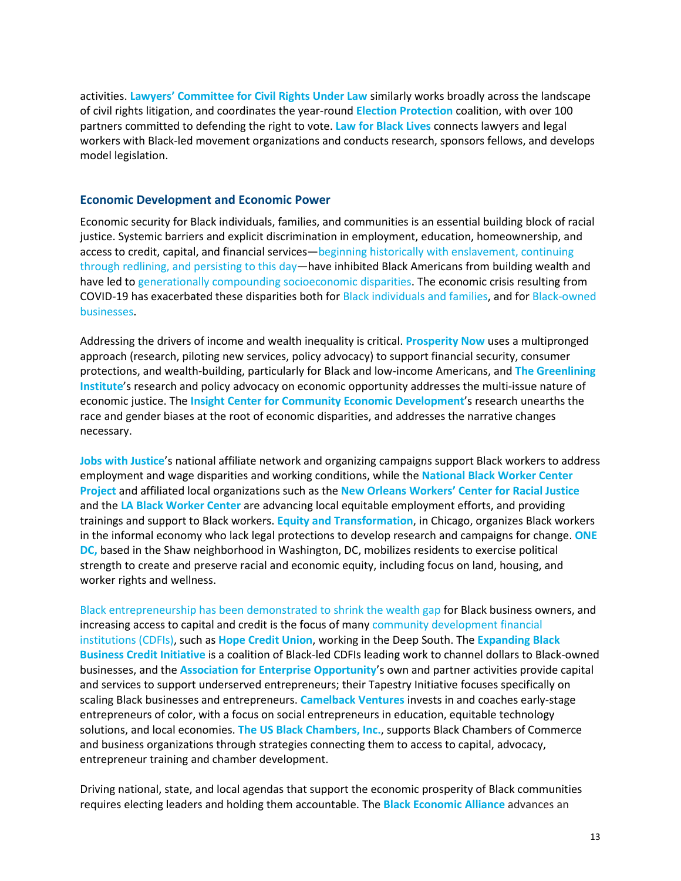activities. **Lawyers' Committee for Civil Rights Under Law** similarly works broadly across the landscape of civil rights litigation, and coordinates the year-round **Election Protection** coalition, with over 100 partners committed to defending the right to vote. **Law for Black Lives** connects lawyers and legal workers with Black-led movement organizations and conducts research, sponsors fellows, and develops model legislation.

### Economic Development and Economic Power

Economic security for Black individuals, families, and communities is an essential building block of racial justice. Systemic barriers and explicit discrimination in employment, education, homeownership, and access to credit, capital, and financial services—beginning historically with enslavement, continuing through redlining, and persisting to this day—have inhibited Black Americans from building wealth and have led to generationally compounding socioeconomic disparities. The economic crisis resulting from COVID-19 has exacerbated these disparities both for Black individuals and families, and for Black-owned businesses.

Addressing the drivers of income and wealth inequality is critical. **Prosperity Now** uses a multipronged approach (research, piloting new services, policy advocacy) to support financial security, consumer protections, and wealth-building, particularly for Black and low-income Americans, and **The Greenlining Institute**'s research and policy advocacy on economic opportunity addresses the multi-issue nature of economic justice. The **Insight Center for Community Economic Development**'s research unearths the race and gender biases at the root of economic disparities, and addresses the narrative changes necessary.

**Jobs with Justice**'s national affiliate network and organizing campaigns support Black workers to address employment and wage disparities and working conditions, while the **National Black Worker Center Project** and affiliated local organizations such as the **New Orleans Workers' Center for Racial Justice** and the **LA Black Worker Center** are advancing local equitable employment efforts, and providing trainings and support to Black workers. **Equity and Transformation**, in Chicago, organizes Black workers in the informal economy who lack legal protections to develop research and campaigns for change. **ONE DC,** based in the Shaw neighborhood in Washington, DC, mobilizes residents to exercise political strength to create and preserve racial and economic equity, including focus on land, housing, and worker rights and wellness.

Black entrepreneurship has been demonstrated to shrink the wealth gap for Black business owners, and increasing access to capital and credit is the focus of many community development financial institutions (CDFIs), such as **Hope Credit Union**, working in the Deep South. The **Expanding Black Business Credit Initiative** is a coalition of Black-led CDFIs leading work to channel dollars to Black-owned businesses, and the **Association for Enterprise Opportunity**'s own and partner activities provide capital and services to support underserved entrepreneurs; their Tapestry Initiative focuses specifically on scaling Black businesses and entrepreneurs. **Camelback Ventures** invests in and coaches early-stage entrepreneurs of color, with a focus on social entrepreneurs in education, equitable technology solutions, and local economies. **The US Black Chambers, Inc.**, supports Black Chambers of Commerce and business organizations through strategies connecting them to access to capital, advocacy, entrepreneur training and chamber development.

Driving national, state, and local agendas that support the economic prosperity of Black communities requires electing leaders and holding them accountable. The **Black Economic Alliance** advances an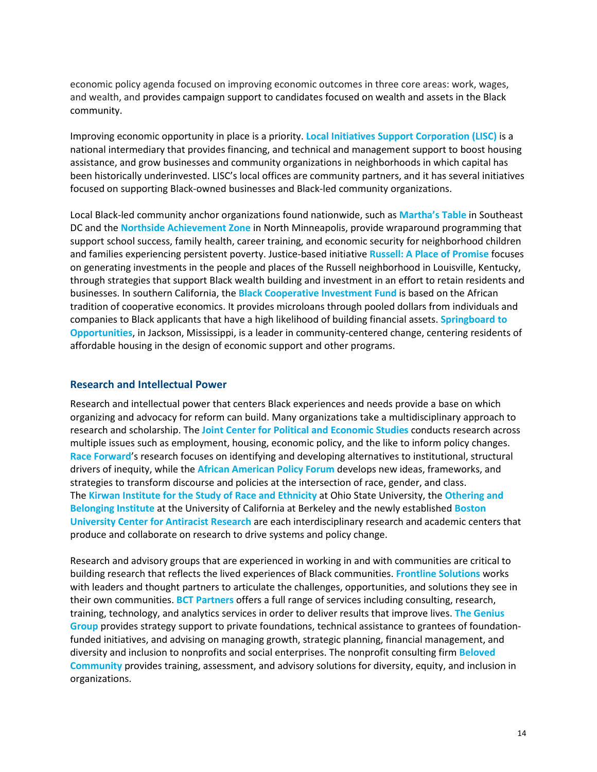economic policy agenda focused on improving economic outcomes in three core areas: work, wages, and wealth, and provides campaign support to candidates focused on wealth and assets in the Black community.

Improving economic opportunity in place is a priority. **Local Initiatives Support Corporation (LISC)** is a national intermediary that provides financing, and technical and management support to boost housing assistance, and grow businesses and community organizations in neighborhoods in which capital has been historically underinvested. LISC's local offices are community partners, and it has several initiatives focused on supporting Black-owned businesses and Black-led community organizations.

Local Black-led community anchor organizations found nationwide, such as **Martha's Table** in Southeast DC and the **Northside Achievement Zone** in North Minneapolis, provide wraparound programming that support school success, family health, career training, and economic security for neighborhood children and families experiencing persistent poverty. Justice-based initiative **Russell: A Place of Promise** focuses on generating investments in the people and places of the Russell neighborhood in Louisville, Kentucky, through strategies that support Black wealth building and investment in an effort to retain residents and businesses. In southern California, the **Black Cooperative Investment Fund** is based on the African tradition of cooperative economics. It provides microloans through pooled dollars from individuals and companies to Black applicants that have a high likelihood of building financial assets. **Springboard to Opportunities**, in Jackson, Mississippi, is a leader in community-centered change, centering residents of affordable housing in the design of economic support and other programs.

## Research and Intellectual Power

Research and intellectual power that centers Black experiences and needs provide a base on which organizing and advocacy for reform can build. Many organizations take a multidisciplinary approach to research and scholarship. The **Joint Center for Political and Economic Studies** conducts research across multiple issues such as employment, housing, economic policy, and the like to inform policy changes. **Race Forward**'s research focuses on identifying and developing alternatives to institutional, structural drivers of inequity, while the **African American Policy Forum** develops new ideas, frameworks, and strategies to transform discourse and policies at the intersection of race, gender, and class. The **Kirwan Institute for the Study of Race and Ethnicity** at Ohio State University, the **Othering and Belonging Institute** at the University of California at Berkeley and the newly established **Boston University Center for Antiracist Research** are each interdisciplinary research and academic centers that produce and collaborate on research to drive systems and policy change.

Research and advisory groups that are experienced in working in and with communities are critical to building research that reflects the lived experiences of Black communities. **Frontline Solutions** works with leaders and thought partners to articulate the challenges, opportunities, and solutions they see in their own communities. **BCT Partners** offers a full range of services including consulting, research, training, technology, and analytics services in order to deliver results that improve lives. **The Genius Group** provides strategy support to private foundations, technical assistance to grantees of foundation-funded initiatives, and advising on managing growth, strategic planning, financial management, and diversity and inclusion to nonprofits and social enterprises. The nonprofit consulting firm **Beloved Community** provides training, assessment, and advisory solutions for diversity, equity, and inclusion in organizations.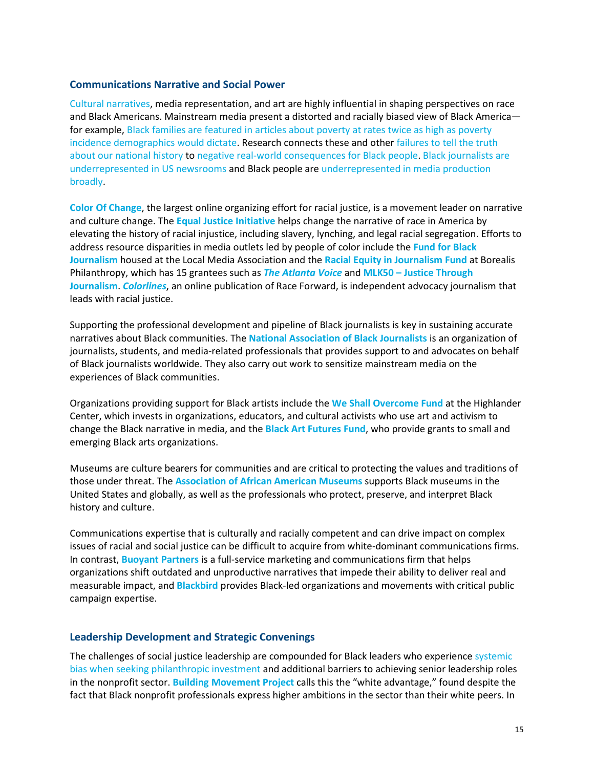## Communications Narrative and Social Power

Cultural narratives, media representation, and art are highly influential in shaping perspectives on race and Black Americans. Mainstream media present a distorted and racially biased view of Black America—for example, Black families are featured in articles about poverty at rates twice as high as poverty incidence demographics would dictate. Research connects these and other failures to tell the truth about our national history to negative real-world consequences for Black people. Black journalists are underrepresented in US newsrooms and Black people are underrepresented in media production broadly.

**Color Of Change**, the largest online organizing effort for racial justice, is a movement leader on narrative and culture change. The **Equal Justice Initiative** helps change the narrative of race in America by elevating the history of racial injustice, including slavery, lynching, and legal racial segregation. Efforts to address resource disparities in media outlets led by people of color include the **Fund for Black Journalism** housed at the Local Media Association and the **Racial Equity in Journalism Fund** at Borealis Philanthropy, which has 15 grantees such as ***The Atlanta Voice*** and **MLK50 – Justice Through Journalism**. ***Colorlines***, an online publication of Race Forward, is independent advocacy journalism that leads with racial justice.

Supporting the professional development and pipeline of Black journalists is key in sustaining accurate narratives about Black communities. The **National Association of Black Journalists** is an organization of journalists, students, and media-related professionals that provides support to and advocates on behalf of Black journalists worldwide. They also carry out work to sensitize mainstream media on the experiences of Black communities.

Organizations providing support for Black artists include the **We Shall Overcome Fund** at the Highlander Center, which invests in organizations, educators, and cultural activists who use art and activism to change the Black narrative in media, and the **Black Art Futures Fund**, who provide grants to small and emerging Black arts organizations.

Museums are culture bearers for communities and are critical to protecting the values and traditions of those under threat. The **Association of African American Museums** supports Black museums in the United States and globally, as well as the professionals who protect, preserve, and interpret Black history and culture.

Communications expertise that is culturally and racially competent and can drive impact on complex issues of racial and social justice can be difficult to acquire from white-dominant communications firms. In contrast, **Buoyant Partners** is a full-service marketing and communications firm that helps organizations shift outdated and unproductive narratives that impede their ability to deliver real and measurable impact, and **Blackbird** provides Black-led organizations and movements with critical public campaign expertise.

## Leadership Development and Strategic Convenings

The challenges of social justice leadership are compounded for Black leaders who experience systemic bias when seeking philanthropic investment and additional barriers to achieving senior leadership roles in the nonprofit sector. **Building Movement Project** calls this the "white advantage," found despite the fact that Black nonprofit professionals express higher ambitions in the sector than their white peers. In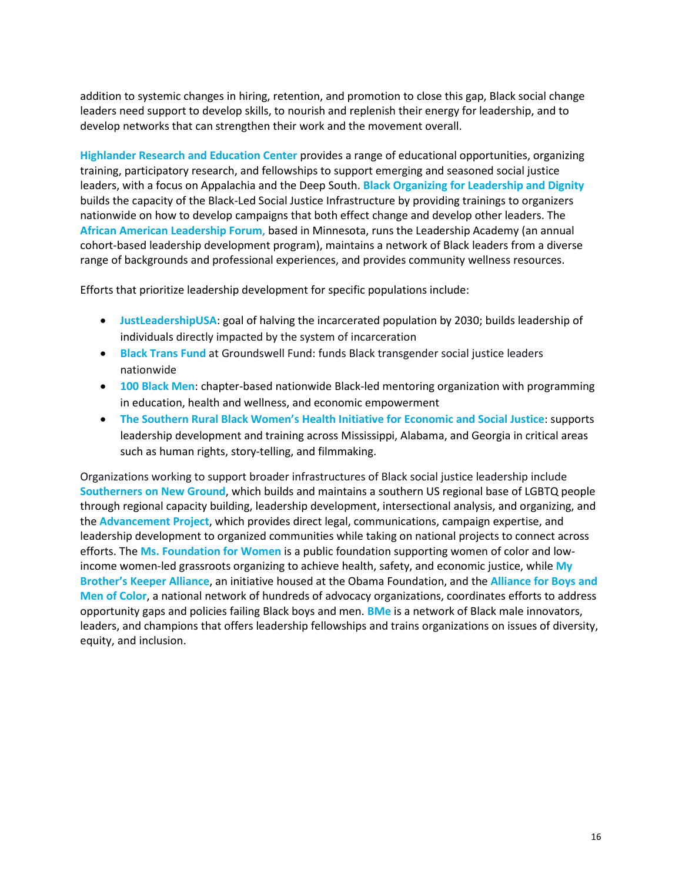addition to systemic changes in hiring, retention, and promotion to close this gap, Black social change leaders need support to develop skills, to nourish and replenish their energy for leadership, and to develop networks that can strengthen their work and the movement overall.

**Highlander Research and Education Center** provides a range of educational opportunities, organizing training, participatory research, and fellowships to support emerging and seasoned social justice leaders, with a focus on Appalachia and the Deep South. **Black Organizing for Leadership and Dignity** builds the capacity of the Black-Led Social Justice Infrastructure by providing trainings to organizers nationwide on how to develop campaigns that both effect change and develop other leaders. The **African American Leadership Forum,** based in Minnesota, runs the Leadership Academy (an annual cohort-based leadership development program), maintains a network of Black leaders from a diverse range of backgrounds and professional experiences, and provides community wellness resources.

Efforts that prioritize leadership development for specific populations include:

- **JustLeadershipUSA**: goal of halving the incarcerated population by 2030; builds leadership of individuals directly impacted by the system of incarceration
- **Black Trans Fund** at Groundswell Fund: funds Black transgender social justice leaders nationwide
- **100 Black Men**: chapter-based nationwide Black-led mentoring organization with programming in education, health and wellness, and economic empowerment
- **The Southern Rural Black Women's Health Initiative for Economic and Social Justice**: supports leadership development and training across Mississippi, Alabama, and Georgia in critical areas such as human rights, story-telling, and filmmaking.

Organizations working to support broader infrastructures of Black social justice leadership include **Southerners on New Ground**, which builds and maintains a southern US regional base of LGBTQ people through regional capacity building, leadership development, intersectional analysis, and organizing, and the **Advancement Project**, which provides direct legal, communications, campaign expertise, and leadership development to organized communities while taking on national projects to connect across efforts. The **Ms. Foundation for Women** is a public foundation supporting women of color and low-income women-led grassroots organizing to achieve health, safety, and economic justice, while **My Brother's Keeper Alliance**, an initiative housed at the Obama Foundation, and the **Alliance for Boys and Men of Color**, a national network of hundreds of advocacy organizations, coordinates efforts to address opportunity gaps and policies failing Black boys and men. **BMe** is a network of Black male innovators, leaders, and champions that offers leadership fellowships and trains organizations on issues of diversity, equity, and inclusion.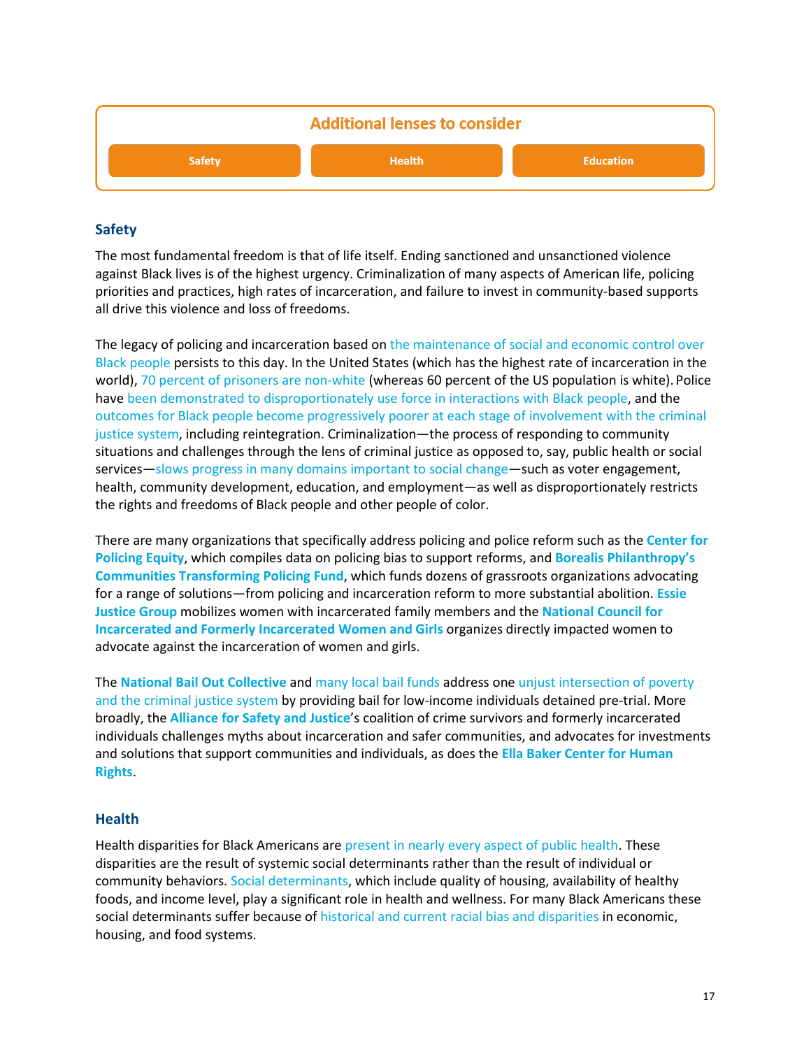**Additional lenses to consider**

Safety | Health | Education

## Safety

The most fundamental freedom is that of life itself. Ending sanctioned and unsanctioned violence against Black lives is of the highest urgency. Criminalization of many aspects of American life, policing priorities and practices, high rates of incarceration, and failure to invest in community-based supports all drive this violence and loss of freedoms.

The legacy of policing and incarceration based on the maintenance of social and economic control over Black people persists to this day. In the United States (which has the highest rate of incarceration in the world), 70 percent of prisoners are non-white (whereas 60 percent of the US population is white). Police have been demonstrated to disproportionately use force in interactions with Black people, and the outcomes for Black people become progressively poorer at each stage of involvement with the criminal justice system, including reintegration. Criminalization—the process of responding to community situations and challenges through the lens of criminal justice as opposed to, say, public health or social services—slows progress in many domains important to social change—such as voter engagement, health, community development, education, and employment—as well as disproportionately restricts the rights and freedoms of Black people and other people of color.

There are many organizations that specifically address policing and police reform such as the **Center for Policing Equity**, which compiles data on policing bias to support reforms, and **Borealis Philanthropy's Communities Transforming Policing Fund**, which funds dozens of grassroots organizations advocating for a range of solutions—from policing and incarceration reform to more substantial abolition. **Essie Justice Group** mobilizes women with incarcerated family members and the **National Council for Incarcerated and Formerly Incarcerated Women and Girls** organizes directly impacted women to advocate against the incarceration of women and girls.

The **National Bail Out Collective** and many local bail funds address one unjust intersection of poverty and the criminal justice system by providing bail for low-income individuals detained pre-trial. More broadly, the **Alliance for Safety and Justice**'s coalition of crime survivors and formerly incarcerated individuals challenges myths about incarceration and safer communities, and advocates for investments and solutions that support communities and individuals, as does the **Ella Baker Center for Human Rights**.

## Health

Health disparities for Black Americans are present in nearly every aspect of public health. These disparities are the result of systemic social determinants rather than the result of individual or community behaviors. Social determinants, which include quality of housing, availability of healthy foods, and income level, play a significant role in health and wellness. For many Black Americans these social determinants suffer because of historical and current racial bias and disparities in economic, housing, and food systems.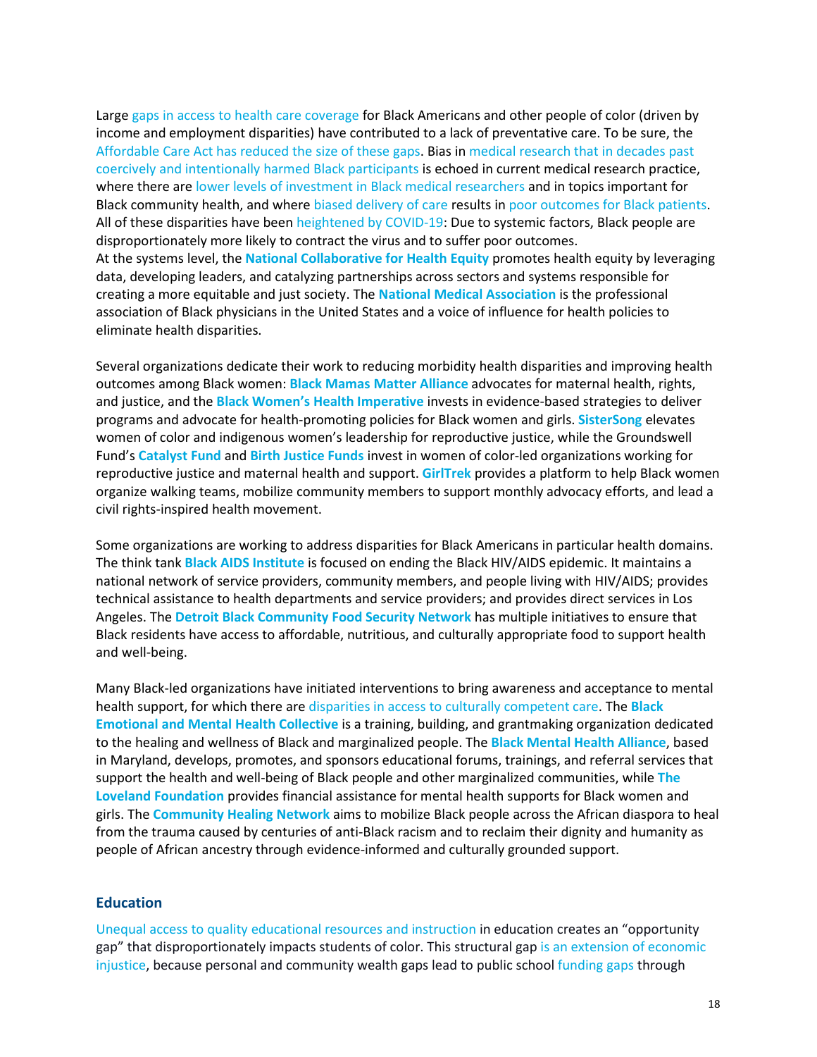Large gaps in access to health care coverage for Black Americans and other people of color (driven by income and employment disparities) have contributed to a lack of preventative care. To be sure, the Affordable Care Act has reduced the size of these gaps. Bias in medical research that in decades past coercively and intentionally harmed Black participants is echoed in current medical research practice, where there are lower levels of investment in Black medical researchers and in topics important for Black community health, and where biased delivery of care results in poor outcomes for Black patients. All of these disparities have been heightened by COVID-19: Due to systemic factors, Black people are disproportionately more likely to contract the virus and to suffer poor outcomes.
At the systems level, the **National Collaborative for Health Equity** promotes health equity by leveraging data, developing leaders, and catalyzing partnerships across sectors and systems responsible for creating a more equitable and just society. The **National Medical Association** is the professional association of Black physicians in the United States and a voice of influence for health policies to eliminate health disparities.

Several organizations dedicate their work to reducing morbidity health disparities and improving health outcomes among Black women: **Black Mamas Matter Alliance** advocates for maternal health, rights, and justice, and the **Black Women's Health Imperative** invests in evidence-based strategies to deliver programs and advocate for health-promoting policies for Black women and girls. **SisterSong** elevates women of color and indigenous women's leadership for reproductive justice, while the Groundswell Fund's **Catalyst Fund** and **Birth Justice Funds** invest in women of color-led organizations working for reproductive justice and maternal health and support. **GirlTrek** provides a platform to help Black women organize walking teams, mobilize community members to support monthly advocacy efforts, and lead a civil rights-inspired health movement.

Some organizations are working to address disparities for Black Americans in particular health domains. The think tank **Black AIDS Institute** is focused on ending the Black HIV/AIDS epidemic. It maintains a national network of service providers, community members, and people living with HIV/AIDS; provides technical assistance to health departments and service providers; and provides direct services in Los Angeles. The **Detroit Black Community Food Security Network** has multiple initiatives to ensure that Black residents have access to affordable, nutritious, and culturally appropriate food to support health and well-being.

Many Black-led organizations have initiated interventions to bring awareness and acceptance to mental health support, for which there are disparities in access to culturally competent care. The **Black Emotional and Mental Health Collective** is a training, building, and grantmaking organization dedicated to the healing and wellness of Black and marginalized people. The **Black Mental Health Alliance**, based in Maryland, develops, promotes, and sponsors educational forums, trainings, and referral services that support the health and well-being of Black people and other marginalized communities, while **The Loveland Foundation** provides financial assistance for mental health supports for Black women and girls. The **Community Healing Network** aims to mobilize Black people across the African diaspora to heal from the trauma caused by centuries of anti-Black racism and to reclaim their dignity and humanity as people of African ancestry through evidence-informed and culturally grounded support.

## Education

Unequal access to quality educational resources and instruction in education creates an "opportunity gap" that disproportionately impacts students of color. This structural gap is an extension of economic injustice, because personal and community wealth gaps lead to public school funding gaps through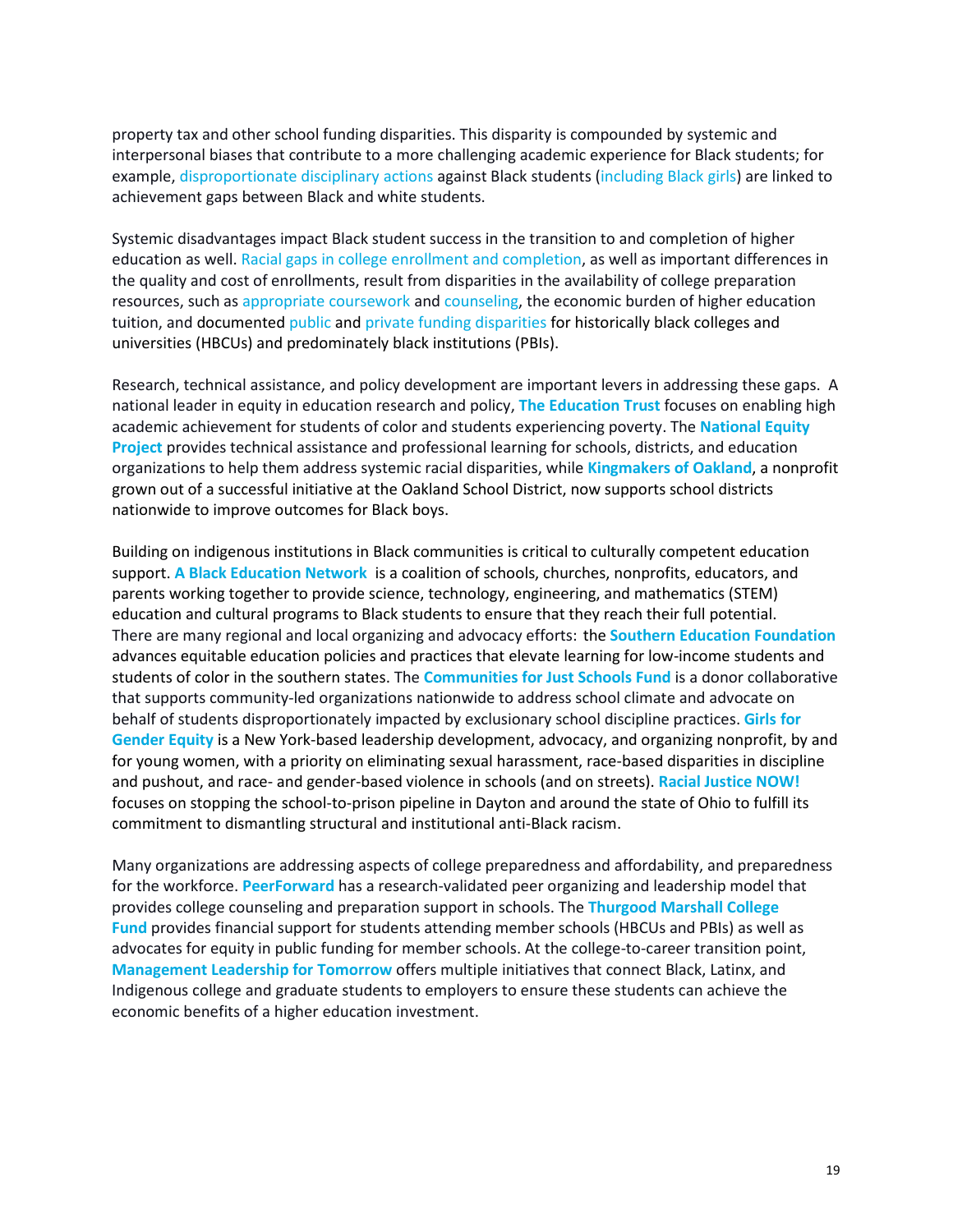property tax and other school funding disparities. This disparity is compounded by systemic and interpersonal biases that contribute to a more challenging academic experience for Black students; for example, disproportionate disciplinary actions against Black students (including Black girls) are linked to achievement gaps between Black and white students.

Systemic disadvantages impact Black student success in the transition to and completion of higher education as well. Racial gaps in college enrollment and completion, as well as important differences in the quality and cost of enrollments, result from disparities in the availability of college preparation resources, such as appropriate coursework and counseling, the economic burden of higher education tuition, and documented public and private funding disparities for historically black colleges and universities (HBCUs) and predominately black institutions (PBIs).

Research, technical assistance, and policy development are important levers in addressing these gaps. A national leader in equity in education research and policy, **The Education Trust** focuses on enabling high academic achievement for students of color and students experiencing poverty. The **National Equity Project** provides technical assistance and professional learning for schools, districts, and education organizations to help them address systemic racial disparities, while **Kingmakers of Oakland**, a nonprofit grown out of a successful initiative at the Oakland School District, now supports school districts nationwide to improve outcomes for Black boys.

Building on indigenous institutions in Black communities is critical to culturally competent education support. **A Black Education Network** is a coalition of schools, churches, nonprofits, educators, and parents working together to provide science, technology, engineering, and mathematics (STEM) education and cultural programs to Black students to ensure that they reach their full potential. There are many regional and local organizing and advocacy efforts: the **Southern Education Foundation** advances equitable education policies and practices that elevate learning for low-income students and students of color in the southern states. The **Communities for Just Schools Fund** is a donor collaborative that supports community-led organizations nationwide to address school climate and advocate on behalf of students disproportionately impacted by exclusionary school discipline practices. **Girls for Gender Equity** is a New York-based leadership development, advocacy, and organizing nonprofit, by and for young women, with a priority on eliminating sexual harassment, race-based disparities in discipline and pushout, and race- and gender-based violence in schools (and on streets). **Racial Justice NOW!** focuses on stopping the school-to-prison pipeline in Dayton and around the state of Ohio to fulfill its commitment to dismantling structural and institutional anti-Black racism.

Many organizations are addressing aspects of college preparedness and affordability, and preparedness for the workforce. **PeerForward** has a research-validated peer organizing and leadership model that provides college counseling and preparation support in schools. The **Thurgood Marshall College Fund** provides financial support for students attending member schools (HBCUs and PBIs) as well as advocates for equity in public funding for member schools. At the college-to-career transition point, **Management Leadership for Tomorrow** offers multiple initiatives that connect Black, Latinx, and Indigenous college and graduate students to employers to ensure these students can achieve the economic benefits of a higher education investment.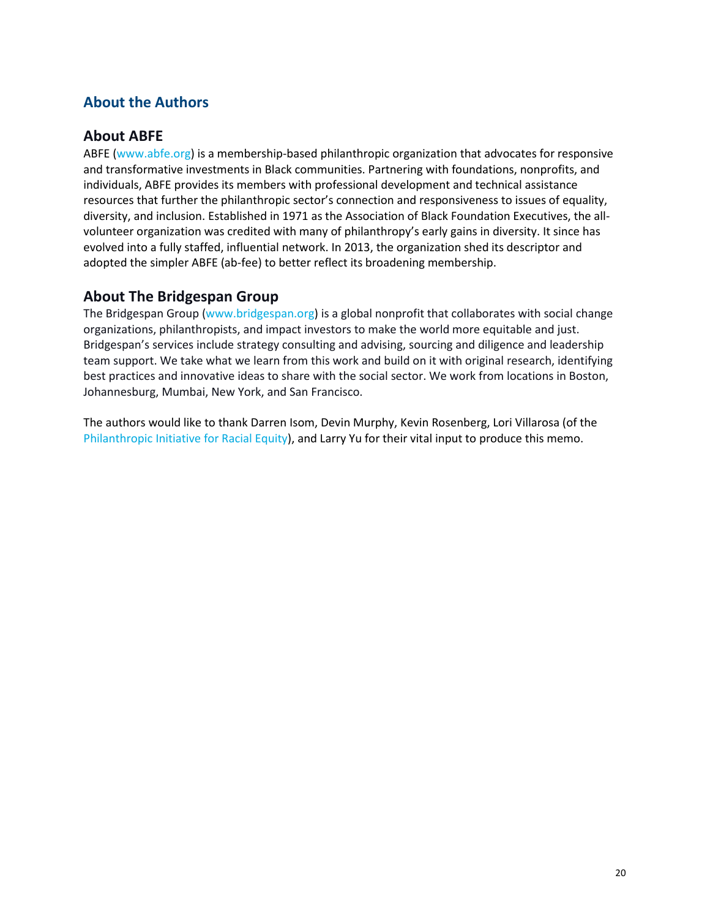## About the Authors

### About ABFE

ABFE (www.abfe.org) is a membership-based philanthropic organization that advocates for responsive and transformative investments in Black communities. Partnering with foundations, nonprofits, and individuals, ABFE provides its members with professional development and technical assistance resources that further the philanthropic sector's connection and responsiveness to issues of equality, diversity, and inclusion. Established in 1971 as the Association of Black Foundation Executives, the all-volunteer organization was credited with many of philanthropy's early gains in diversity. It since has evolved into a fully staffed, influential network. In 2013, the organization shed its descriptor and adopted the simpler ABFE (ab-fee) to better reflect its broadening membership.

### About The Bridgespan Group

The Bridgespan Group (www.bridgespan.org) is a global nonprofit that collaborates with social change organizations, philanthropists, and impact investors to make the world more equitable and just. Bridgespan's services include strategy consulting and advising, sourcing and diligence and leadership team support. We take what we learn from this work and build on it with original research, identifying best practices and innovative ideas to share with the social sector. We work from locations in Boston, Johannesburg, Mumbai, New York, and San Francisco.

The authors would like to thank Darren Isom, Devin Murphy, Kevin Rosenberg, Lori Villarosa (of the Philanthropic Initiative for Racial Equity), and Larry Yu for their vital input to produce this memo.